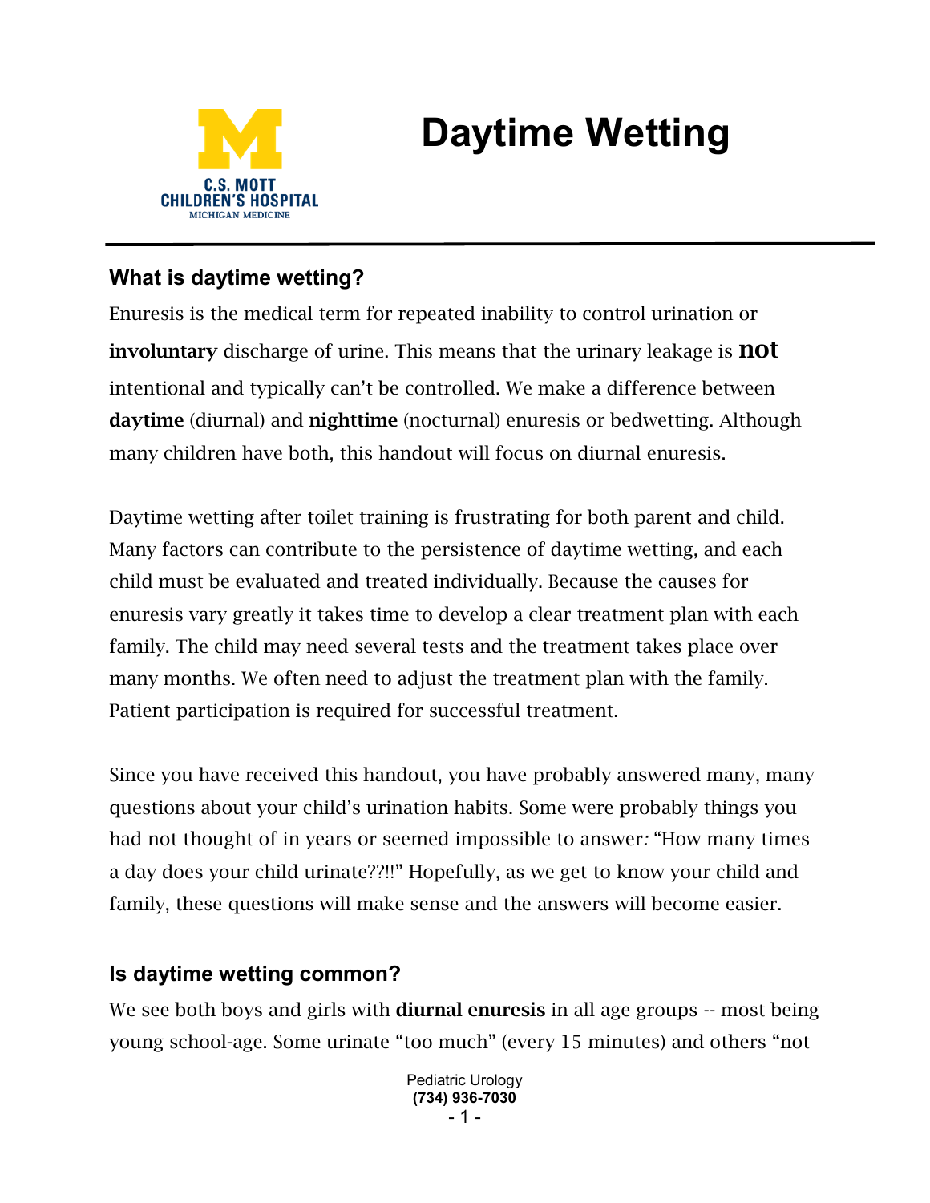# Daytime Wetting

## What is daytime wetting?

Enuresis is the medical term for repeated inability to control urination or **involuntary** discharge of urine. This means that the urinary leakage is **not** intentional and typically can't be controlled. We make a difference between **daytime** (diurnal) and **nighttime** (nocturnal) enuresis or bedwetting. Although many children have both, this handout will focus on diurnal enuresis.

Daytime wetting after toilet training is frustrating for both parent and child. Many factors can contribute to the persistence of daytime wetting, and each child must be evaluated and treated individually. Because the causes for enuresis vary greatly it takes time to develop a clear treatment plan with each family. The child may need several tests and the treatment takes place over many months. We often need to adjust the treatment plan with the family. Patient participation is required for successful treatment.

Since you have received this handout, you have probably answered many, many questions about your child's urination habits. Some were probably things you had not thought of in years or seemed impossible to answer*:* "How many times a day does your child urinate??!!" Hopefully, as we get to know your child and family, these questions will make sense and the answers will become easier.

## Is daytime wetting common?

We see both boys and girls with **diurnal enuresis** in all age groups -- most being young school-age. Some urinate "too much" (every 15 minutes) and others "not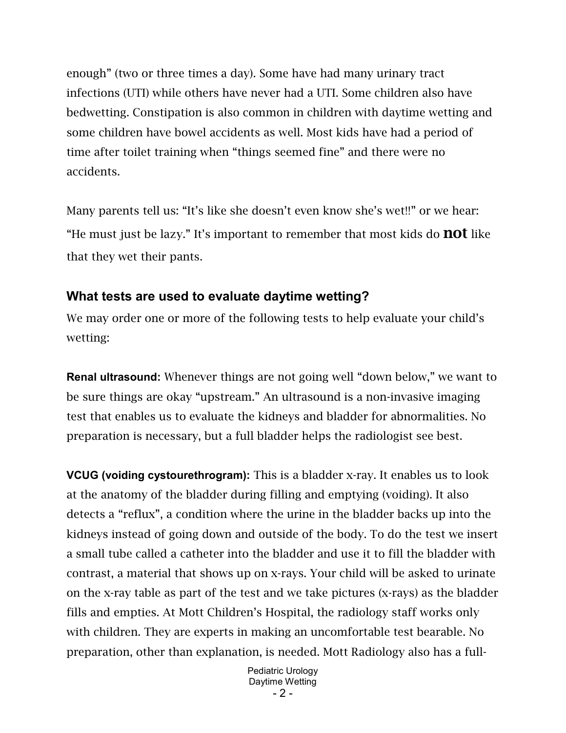enough" (two or three times a day). Some have had many urinary tract infections (UTI) while others have never had a UTI. Some children also have bedwetting. Constipation is also common in children with daytime wetting and some children have bowel accidents as well. Most kids have had a period of time after toilet training when "things seemed fine" and there were no accidents.

Many parents tell us: "It's like she doesn't even know she's wet!!" or we hear: "He must just be lazy." It's important to remember that most kids do **not** like that they wet their pants.

### What tests are used to evaluate daytime wetting?

We may order one or more of the following tests to help evaluate your child's wetting:

**Renal ultrasound:** Whenever things are not going well "down below," we want to be sure things are okay "upstream." An ultrasound is a non-invasive imaging test that enables us to evaluate the kidneys and bladder for abnormalities. No preparation is necessary, but a full bladder helps the radiologist see best.

**VCUG (voiding cystourethrogram):** This is a bladder x-ray. It enables us to look at the anatomy of the bladder during filling and emptying (voiding). It also detects a "reflux", a condition where the urine in the bladder backs up into the kidneys instead of going down and outside of the body. To do the test we insert a small tube called a catheter into the bladder and use it to fill the bladder with contrast, a material that shows up on x-rays. Your child will be asked to urinate on the x-ray table as part of the test and we take pictures (x-rays) as the bladder fills and empties. At Mott Children's Hospital, the radiology staff works only with children. They are experts in making an uncomfortable test bearable. No preparation, other than explanation, is needed. Mott Radiology also has a full-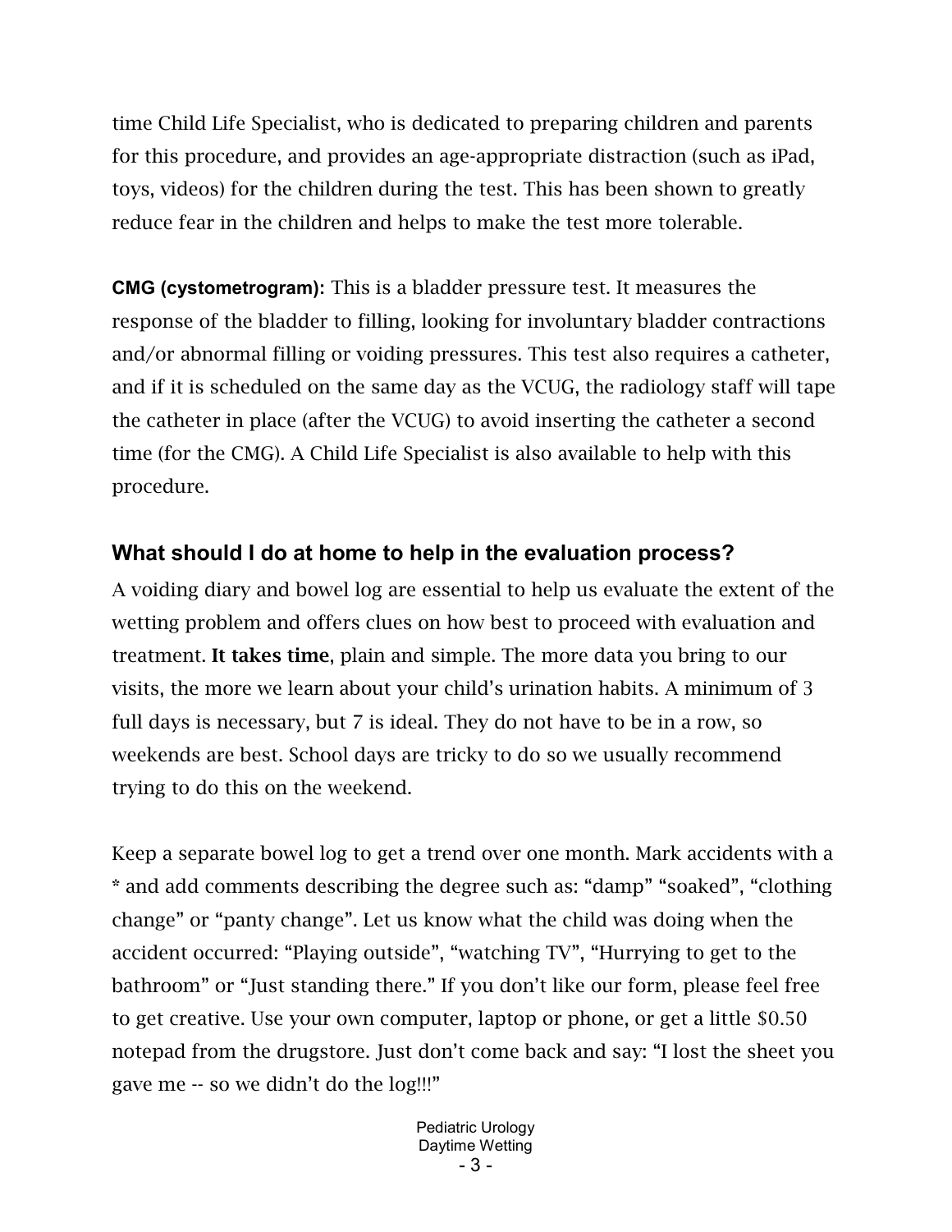time Child Life Specialist, who is dedicated to preparing children and parents for this procedure, and provides an age-appropriate distraction (such as iPad, toys, videos) for the children during the test. This has been shown to greatly reduce fear in the children and helps to make the test more tolerable.

**CMG (cystometrogram):** This is a bladder pressure test. It measures the response of the bladder to filling, looking for involuntary bladder contractions and/or abnormal filling or voiding pressures. This test also requires a catheter, and if it is scheduled on the same day as the VCUG, the radiology staff will tape the catheter in place (after the VCUG) to avoid inserting the catheter a second time (for the CMG). A Child Life Specialist is also available to help with this procedure.

## What should I do at home to help in the evaluation process?

A voiding diary and bowel log are essential to help us evaluate the extent of the wetting problem and offers clues on how best to proceed with evaluation and treatment. **It takes time**, plain and simple. The more data you bring to our visits, the more we learn about your child's urination habits. A minimum of 3 full days is necessary, but 7 is ideal. They do not have to be in a row, so weekends are best. School days are tricky to do so we usually recommend trying to do this on the weekend.

Keep a separate bowel log to get a trend over one month. Mark accidents with a * and add comments describing the degree such as: "damp" "soaked", "clothing change" or "panty change". Let us know what the child was doing when the accident occurred: "Playing outside", "watching TV", "Hurrying to get to the bathroom" or "Just standing there." If you don't like our form, please feel free to get creative. Use your own computer, laptop or phone, or get a little $0.50 notepad from the drugstore. Just don't come back and say: "I lost the sheet you gave me -- so we didn't do the log!!!"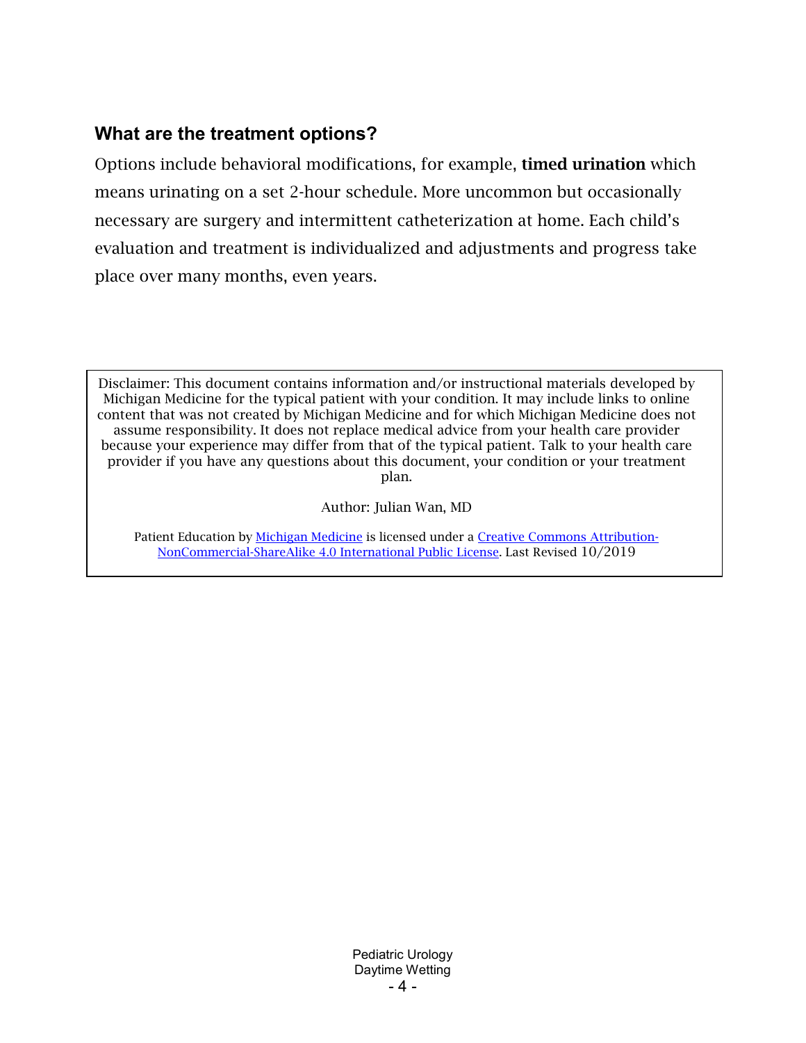### What are the treatment options?

Options include behavioral modifications, for example, **timed urination** which means urinating on a set 2-hour schedule. More uncommon but occasionally necessary are surgery and intermittent catheterization at home. Each child's evaluation and treatment is individualized and adjustments and progress take place over many months, even years.

Disclaimer: This document contains information and/or instructional materials developed by Michigan Medicine for the typical patient with your condition. It may include links to online content that was not created by Michigan Medicine and for which Michigan Medicine does not assume responsibility. It does not replace medical advice from your health care provider because your experience may differ from that of the typical patient. Talk to your health care provider if you have any questions about this document, your condition or your treatment plan.

Author: Julian Wan, MD

Patient Education by Michigan Medicine is licensed under a Creative Commons Attribution-NonCommercial-ShareAlike 4.0 International Public License. Last Revised 10/2019